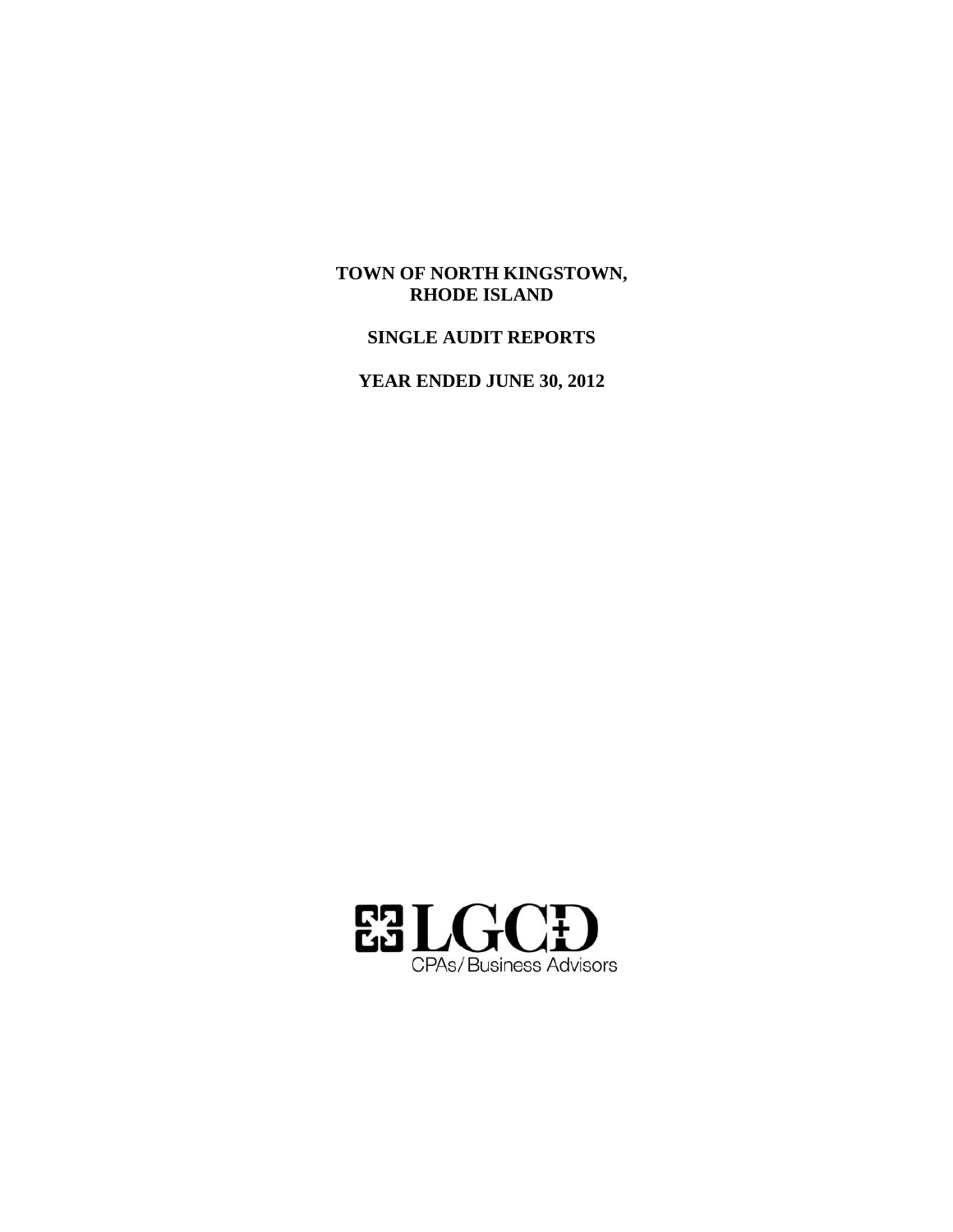# TOWN OF NORTH KINGSTOWN, RHODE ISLAND

## SINGLE AUDIT REPORTS

## YEAR ENDED JUNE 30, 2012

LGCD
CPAs/Business Advisors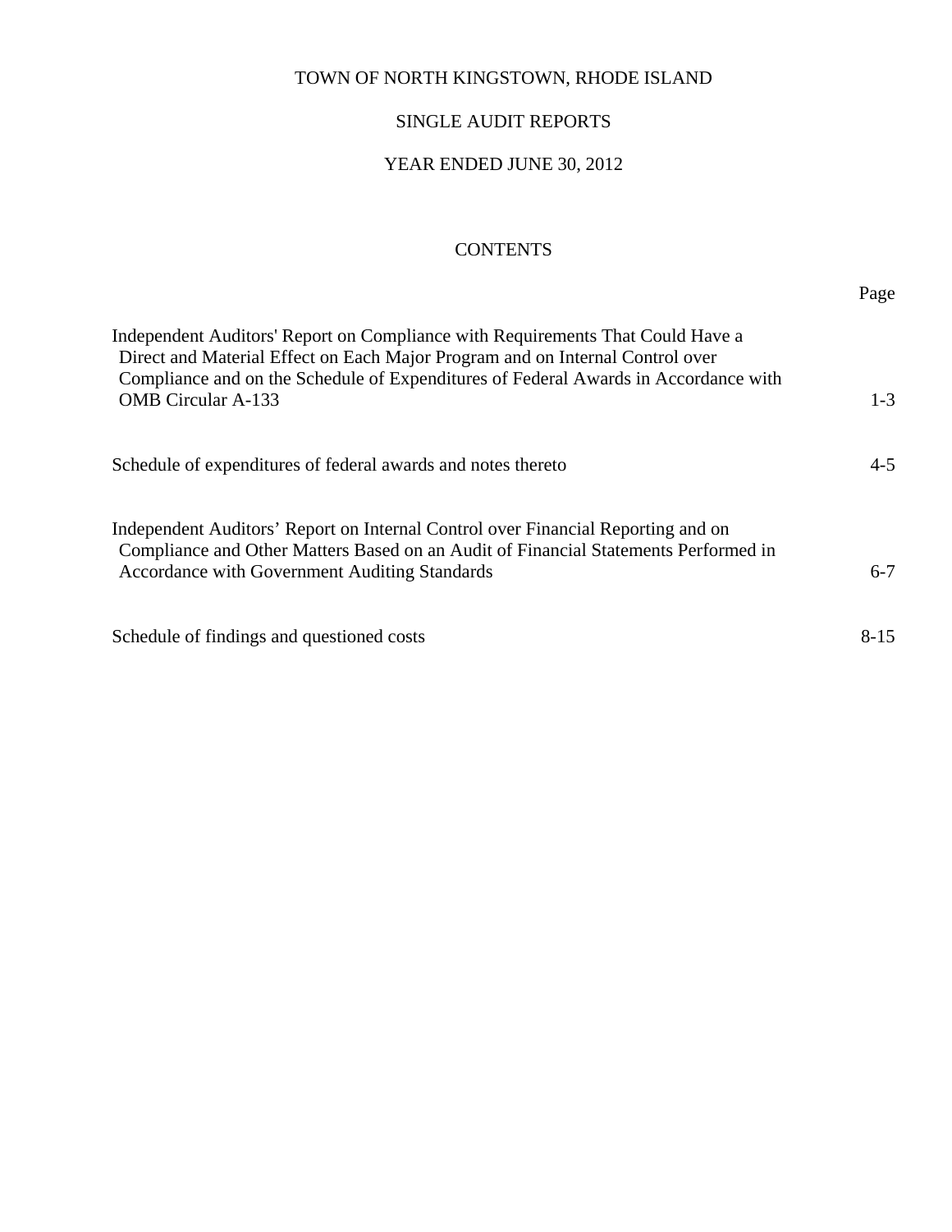# TOWN OF NORTH KINGSTOWN, RHODE ISLAND

## SINGLE AUDIT REPORTS

## YEAR ENDED JUNE 30, 2012

### CONTENTS

| | Page |
|---|---|
| Independent Auditors' Report on Compliance with Requirements That Could Have a Direct and Material Effect on Each Major Program and on Internal Control over Compliance and on the Schedule of Expenditures of Federal Awards in Accordance with OMB Circular A-133 | 1-3 |
| Schedule of expenditures of federal awards and notes thereto | 4-5 |
| Independent Auditors' Report on Internal Control over Financial Reporting and on Compliance and Other Matters Based on an Audit of Financial Statements Performed in Accordance with Government Auditing Standards | 6-7 |
| Schedule of findings and questioned costs | 8-15 |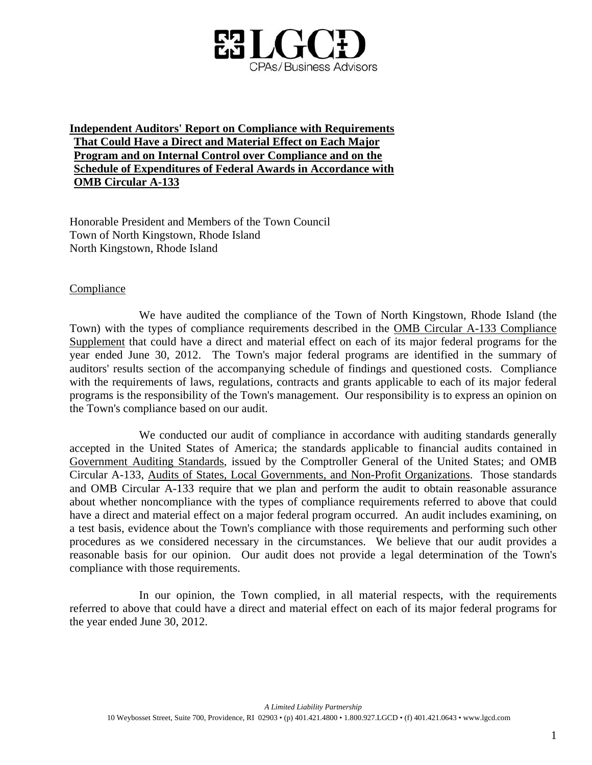LGCD
CPAs/Business Advisors

**Independent Auditors' Report on Compliance with Requirements That Could Have a Direct and Material Effect on Each Major Program and on Internal Control over Compliance and on the Schedule of Expenditures of Federal Awards in Accordance with OMB Circular A-133**

Honorable President and Members of the Town Council
Town of North Kingstown, Rhode Island
North Kingstown, Rhode Island

Compliance

We have audited the compliance of the Town of North Kingstown, Rhode Island (the Town) with the types of compliance requirements described in the OMB Circular A-133 Compliance Supplement that could have a direct and material effect on each of its major federal programs for the year ended June 30, 2012. The Town's major federal programs are identified in the summary of auditors' results section of the accompanying schedule of findings and questioned costs. Compliance with the requirements of laws, regulations, contracts and grants applicable to each of its major federal programs is the responsibility of the Town's management. Our responsibility is to express an opinion on the Town's compliance based on our audit.

We conducted our audit of compliance in accordance with auditing standards generally accepted in the United States of America; the standards applicable to financial audits contained in Government Auditing Standards, issued by the Comptroller General of the United States; and OMB Circular A-133, Audits of States, Local Governments, and Non-Profit Organizations. Those standards and OMB Circular A-133 require that we plan and perform the audit to obtain reasonable assurance about whether noncompliance with the types of compliance requirements referred to above that could have a direct and material effect on a major federal program occurred. An audit includes examining, on a test basis, evidence about the Town's compliance with those requirements and performing such other procedures as we considered necessary in the circumstances. We believe that our audit provides a reasonable basis for our opinion. Our audit does not provide a legal determination of the Town's compliance with those requirements.

In our opinion, the Town complied, in all material respects, with the requirements referred to above that could have a direct and material effect on each of its major federal programs for the year ended June 30, 2012.

*A Limited Liability Partnership*
10 Weybosset Street, Suite 700, Providence, RI 02903 • (p) 401.421.4800 • 1.800.927.LGCD • (f) 401.421.0643 • www.lgcd.com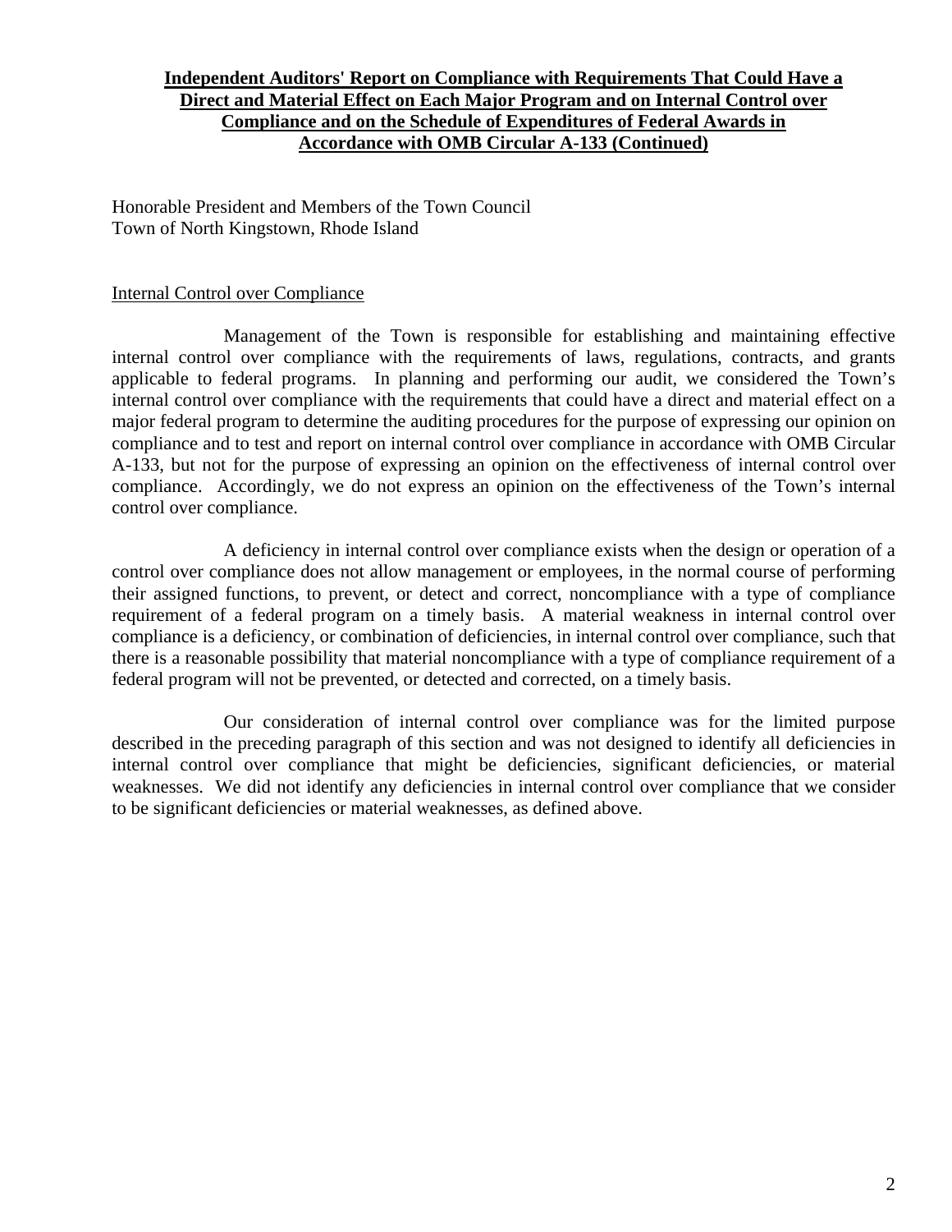**Independent Auditors' Report on Compliance with Requirements That Could Have a Direct and Material Effect on Each Major Program and on Internal Control over Compliance and on the Schedule of Expenditures of Federal Awards in Accordance with OMB Circular A-133 (Continued)**

Honorable President and Members of the Town Council
Town of North Kingstown, Rhode Island

Internal Control over Compliance

Management of the Town is responsible for establishing and maintaining effective internal control over compliance with the requirements of laws, regulations, contracts, and grants applicable to federal programs. In planning and performing our audit, we considered the Town's internal control over compliance with the requirements that could have a direct and material effect on a major federal program to determine the auditing procedures for the purpose of expressing our opinion on compliance and to test and report on internal control over compliance in accordance with OMB Circular A-133, but not for the purpose of expressing an opinion on the effectiveness of internal control over compliance. Accordingly, we do not express an opinion on the effectiveness of the Town's internal control over compliance.

A deficiency in internal control over compliance exists when the design or operation of a control over compliance does not allow management or employees, in the normal course of performing their assigned functions, to prevent, or detect and correct, noncompliance with a type of compliance requirement of a federal program on a timely basis. A material weakness in internal control over compliance is a deficiency, or combination of deficiencies, in internal control over compliance, such that there is a reasonable possibility that material noncompliance with a type of compliance requirement of a federal program will not be prevented, or detected and corrected, on a timely basis.

Our consideration of internal control over compliance was for the limited purpose described in the preceding paragraph of this section and was not designed to identify all deficiencies in internal control over compliance that might be deficiencies, significant deficiencies, or material weaknesses. We did not identify any deficiencies in internal control over compliance that we consider to be significant deficiencies or material weaknesses, as defined above.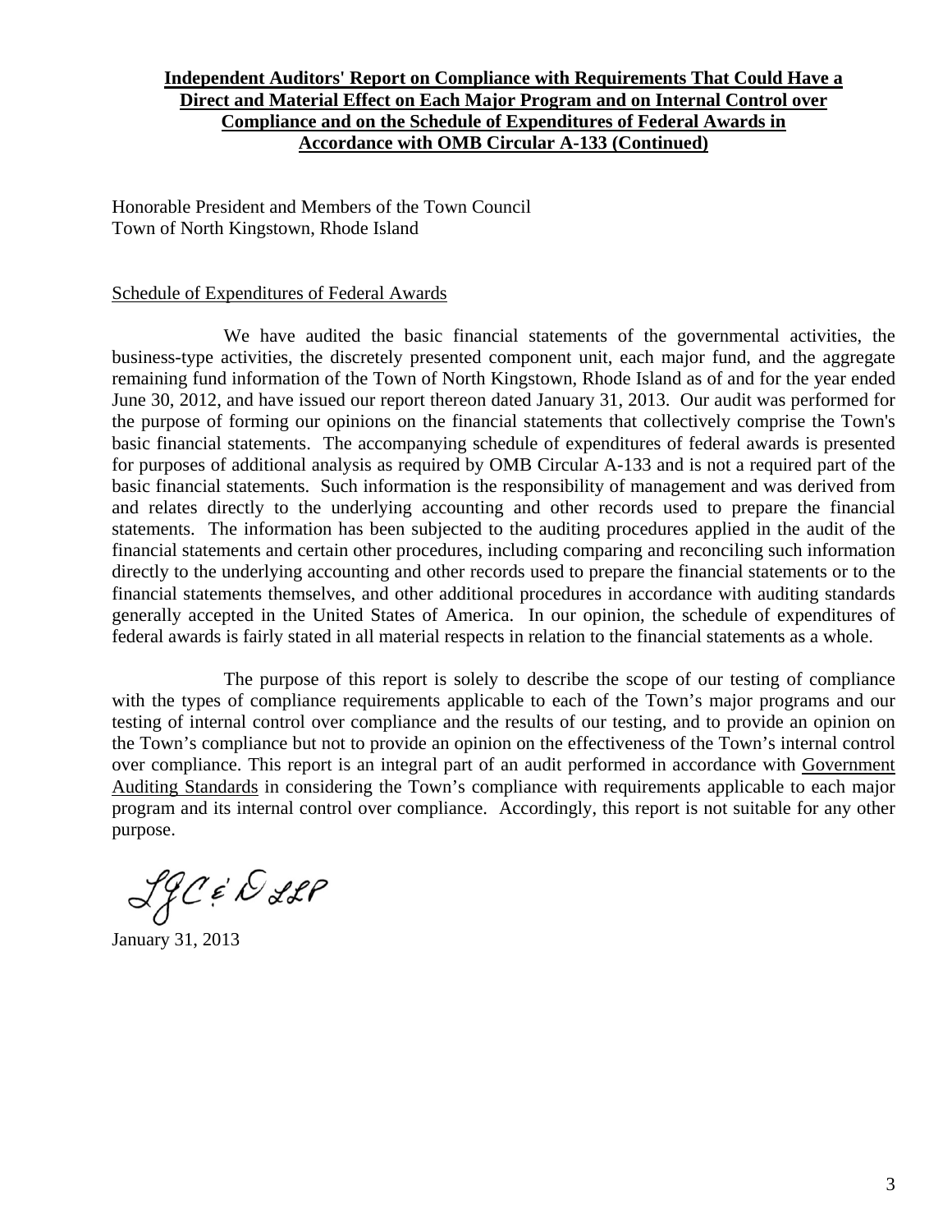**Independent Auditors' Report on Compliance with Requirements That Could Have a Direct and Material Effect on Each Major Program and on Internal Control over Compliance and on the Schedule of Expenditures of Federal Awards in Accordance with OMB Circular A-133 (Continued)**

Honorable President and Members of the Town Council
Town of North Kingstown, Rhode Island

Schedule of Expenditures of Federal Awards

We have audited the basic financial statements of the governmental activities, the business-type activities, the discretely presented component unit, each major fund, and the aggregate remaining fund information of the Town of North Kingstown, Rhode Island as of and for the year ended June 30, 2012, and have issued our report thereon dated January 31, 2013. Our audit was performed for the purpose of forming our opinions on the financial statements that collectively comprise the Town's basic financial statements. The accompanying schedule of expenditures of federal awards is presented for purposes of additional analysis as required by OMB Circular A-133 and is not a required part of the basic financial statements. Such information is the responsibility of management and was derived from and relates directly to the underlying accounting and other records used to prepare the financial statements. The information has been subjected to the auditing procedures applied in the audit of the financial statements and certain other procedures, including comparing and reconciling such information directly to the underlying accounting and other records used to prepare the financial statements or to the financial statements themselves, and other additional procedures in accordance with auditing standards generally accepted in the United States of America. In our opinion, the schedule of expenditures of federal awards is fairly stated in all material respects in relation to the financial statements as a whole.

The purpose of this report is solely to describe the scope of our testing of compliance with the types of compliance requirements applicable to each of the Town's major programs and our testing of internal control over compliance and the results of our testing, and to provide an opinion on the Town's compliance but not to provide an opinion on the effectiveness of the Town's internal control over compliance. This report is an integral part of an audit performed in accordance with Government Auditing Standards in considering the Town's compliance with requirements applicable to each major program and its internal control over compliance. Accordingly, this report is not suitable for any other purpose.

LGC&D LLP

January 31, 2013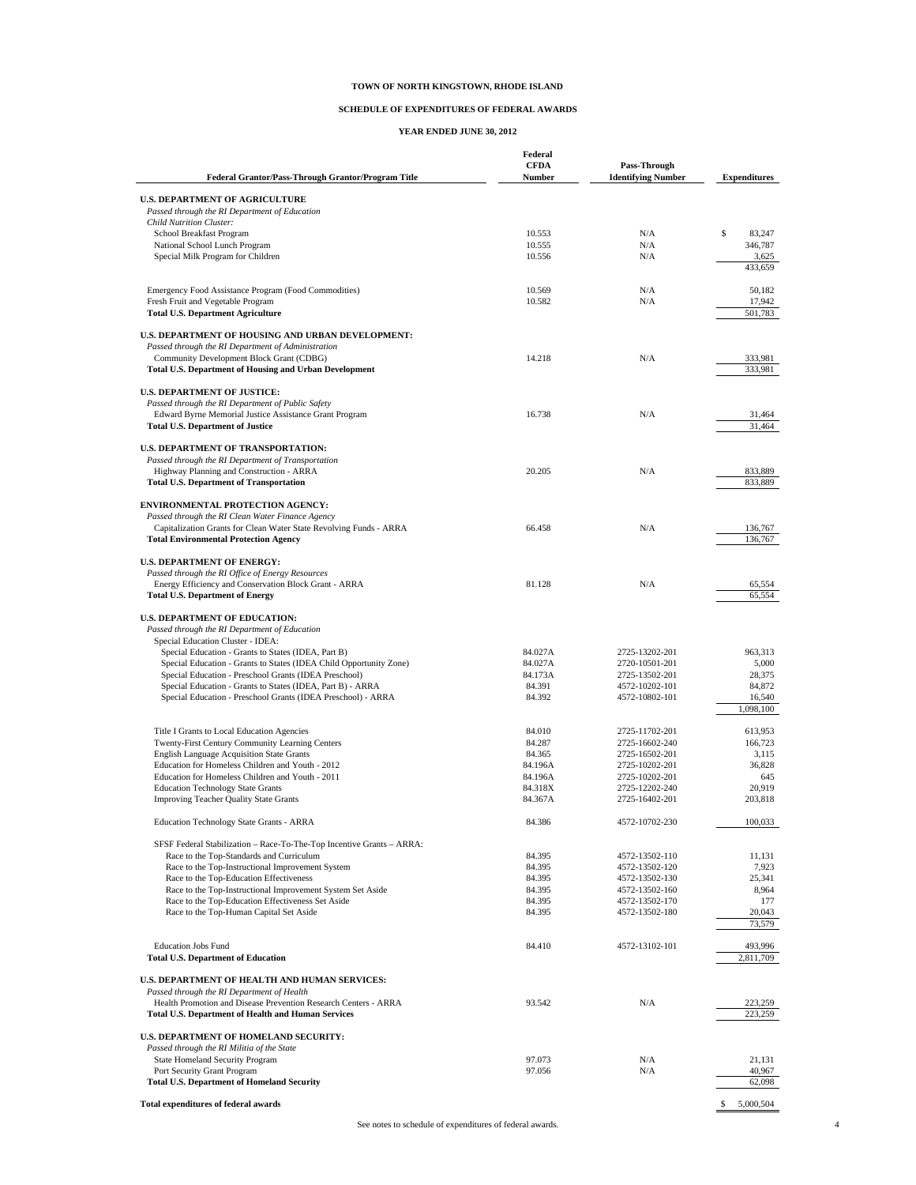**TOWN OF NORTH KINGSTOWN, RHODE ISLAND**

**SCHEDULE OF EXPENDITURES OF FEDERAL AWARDS**

**YEAR ENDED JUNE 30, 2012**

| Federal Grantor/Pass-Through Grantor/Program Title | Federal CFDA Number | Pass-Through Identifying Number | Expenditures |
|---|---|---|---|
| **U.S. DEPARTMENT OF AGRICULTURE** | | | |
| *Passed through the RI Department of Education* | | | |
| *Child Nutrition Cluster:* | | | |
| School Breakfast Program | 10.553 | N/A | $ 83,247 |
| National School Lunch Program | 10.555 | N/A | 346,787 |
| Special Milk Program for Children | 10.556 | N/A | 3,625 |
| | | | 433,659 |
| Emergency Food Assistance Program (Food Commodities) | 10.569 | N/A | 50,182 |
| Fresh Fruit and Vegetable Program | 10.582 | N/A | 17,942 |
| **Total U.S. Department Agriculture** | | | 501,783 |
| **U.S. DEPARTMENT OF HOUSING AND URBAN DEVELOPMENT:** | | | |
| *Passed through the RI Department of Administration* | | | |
| Community Development Block Grant (CDBG) | 14.218 | N/A | 333,981 |
| **Total U.S. Department of Housing and Urban Development** | | | 333,981 |
| **U.S. DEPARTMENT OF JUSTICE:** | | | |
| *Passed through the RI Department of Public Safety* | | | |
| Edward Byrne Memorial Justice Assistance Grant Program | 16.738 | N/A | 31,464 |
| **Total U.S. Department of Justice** | | | 31,464 |
| **U.S. DEPARTMENT OF TRANSPORTATION:** | | | |
| *Passed through the RI Department of Transportation* | | | |
| Highway Planning and Construction - ARRA | 20.205 | N/A | 833,889 |
| **Total U.S. Department of Transportation** | | | 833,889 |
| **ENVIRONMENTAL PROTECTION AGENCY:** | | | |
| *Passed through the RI Clean Water Finance Agency* | | | |
| Capitalization Grants for Clean Water State Revolving Funds - ARRA | 66.458 | N/A | 136,767 |
| **Total Environmental Protection Agency** | | | 136,767 |
| **U.S. DEPARTMENT OF ENERGY:** | | | |
| *Passed through the RI Office of Energy Resources* | | | |
| Energy Efficiency and Conservation Block Grant - ARRA | 81.128 | N/A | 65,554 |
| **Total U.S. Department of Energy** | | | 65,554 |
| **U.S. DEPARTMENT OF EDUCATION:** | | | |
| *Passed through the RI Department of Education* | | | |
| Special Education Cluster - IDEA: | | | |
| Special Education - Grants to States (IDEA, Part B) | 84.027A | 2725-13202-201 | 963,313 |
| Special Education - Grants to States (IDEA Child Opportunity Zone) | 84.027A | 2720-10501-201 | 5,000 |
| Special Education - Preschool Grants (IDEA Preschool) | 84.173A | 2725-13502-201 | 28,375 |
| Special Education - Grants to States (IDEA, Part B) - ARRA | 84.391 | 4572-10202-101 | 84,872 |
| Special Education - Preschool Grants (IDEA Preschool) - ARRA | 84.392 | 4572-10802-101 | 16,540 |
| | | | 1,098,100 |
| Title I Grants to Local Education Agencies | 84.010 | 2725-11702-201 | 613,953 |
| Twenty-First Century Community Learning Centers | 84.287 | 2725-16602-240 | 166,723 |
| English Language Acquisition State Grants | 84.365 | 2725-16502-201 | 3,115 |
| Education for Homeless Children and Youth - 2012 | 84.196A | 2725-10202-201 | 36,828 |
| Education for Homeless Children and Youth - 2011 | 84.196A | 2725-10202-201 | 645 |
| Education Technology State Grants | 84.318X | 2725-12202-240 | 20,919 |
| Improving Teacher Quality State Grants | 84.367A | 2725-16402-201 | 203,818 |
| Education Technology State Grants - ARRA | 84.386 | 4572-10702-230 | 100,033 |
| SFSF Federal Stabilization – Race-To-The-Top Incentive Grants – ARRA: | | | |
| Race to the Top-Standards and Curriculum | 84.395 | 4572-13502-110 | 11,131 |
| Race to the Top-Instructional Improvement System | 84.395 | 4572-13502-120 | 7,923 |
| Race to the Top-Education Effectiveness | 84.395 | 4572-13502-130 | 25,341 |
| Race to the Top-Instructional Improvement System Set Aside | 84.395 | 4572-13502-160 | 8,964 |
| Race to the Top-Education Effectiveness Set Aside | 84.395 | 4572-13502-170 | 177 |
| Race to the Top-Human Capital Set Aside | 84.395 | 4572-13502-180 | 20,043 |
| | | | 73,579 |
| Education Jobs Fund | 84.410 | 4572-13102-101 | 493,996 |
| **Total U.S. Department of Education** | | | 2,811,709 |
| **U.S. DEPARTMENT OF HEALTH AND HUMAN SERVICES:** | | | |
| *Passed through the RI Department of Health* | | | |
| Health Promotion and Disease Prevention Research Centers - ARRA | 93.542 | N/A | 223,259 |
| **Total U.S. Department of Health and Human Services** | | | 223,259 |
| **U.S. DEPARTMENT OF HOMELAND SECURITY:** | | | |
| *Passed through the RI Militia of the State* | | | |
| State Homeland Security Program | 97.073 | N/A | 21,131 |
| Port Security Grant Program | 97.056 | N/A | 40,967 |
| **Total U.S. Department of Homeland Security** | | | 62,098 |
| **Total expenditures of federal awards** | | | $ 5,000,504 |

See notes to schedule of expenditures of federal awards.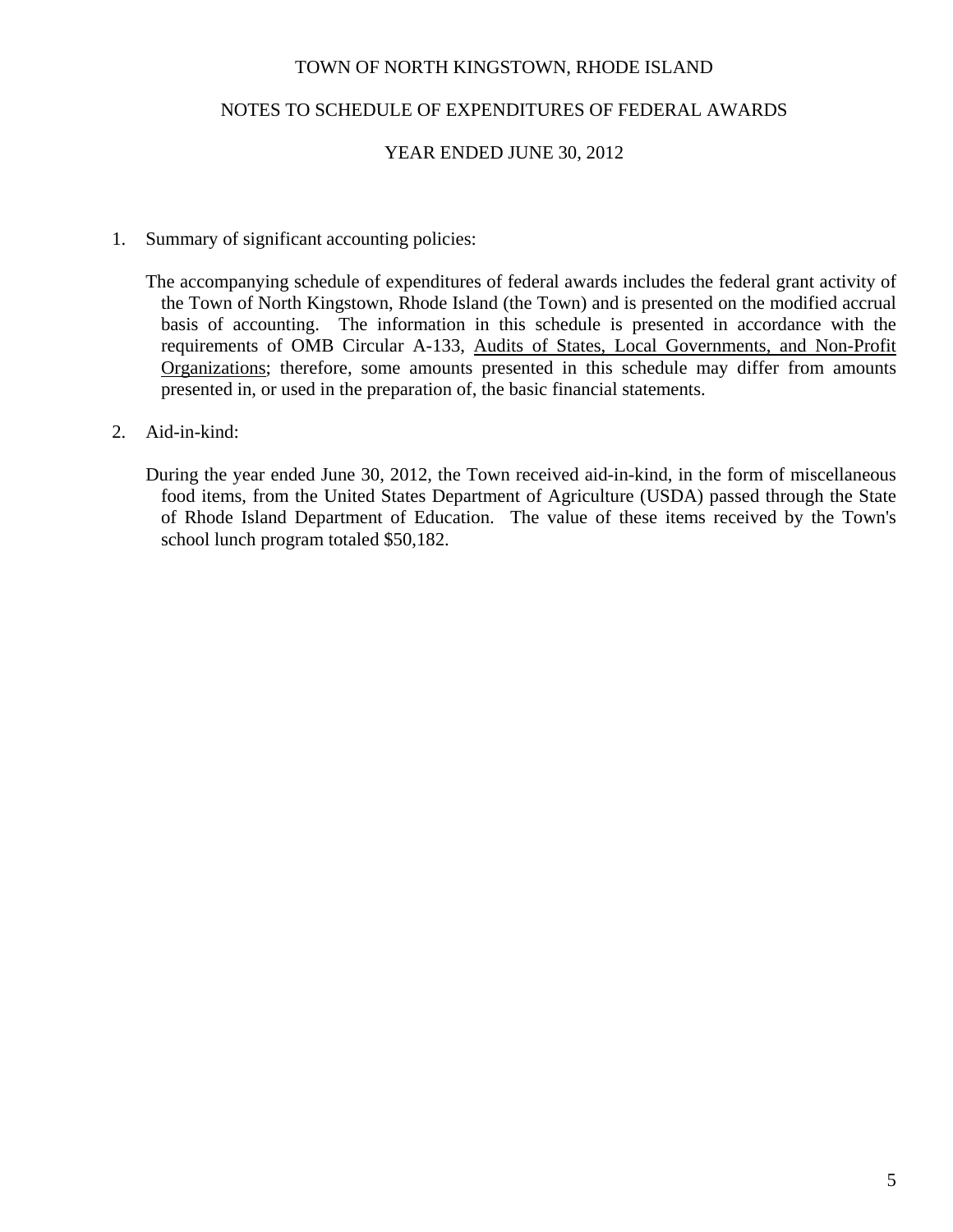# TOWN OF NORTH KINGSTOWN, RHODE ISLAND

## NOTES TO SCHEDULE OF EXPENDITURES OF FEDERAL AWARDS

### YEAR ENDED JUNE 30, 2012

1. Summary of significant accounting policies:

   The accompanying schedule of expenditures of federal awards includes the federal grant activity of the Town of North Kingstown, Rhode Island (the Town) and is presented on the modified accrual basis of accounting. The information in this schedule is presented in accordance with the requirements of OMB Circular A-133, Audits of States, Local Governments, and Non-Profit Organizations; therefore, some amounts presented in this schedule may differ from amounts presented in, or used in the preparation of, the basic financial statements.

2. Aid-in-kind:

   During the year ended June 30, 2012, the Town received aid-in-kind, in the form of miscellaneous food items, from the United States Department of Agriculture (USDA) passed through the State of Rhode Island Department of Education. The value of these items received by the Town's school lunch program totaled $50,182.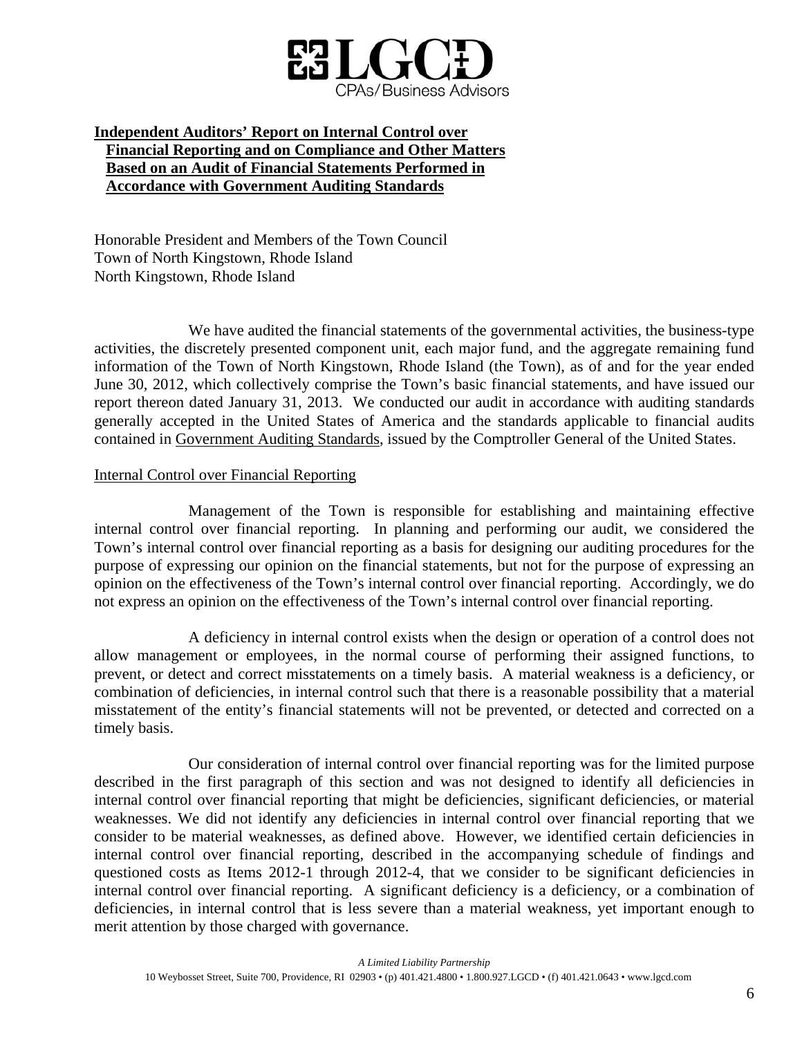**LGCD**
CPAs/Business Advisors

**Independent Auditors' Report on Internal Control over Financial Reporting and on Compliance and Other Matters Based on an Audit of Financial Statements Performed in Accordance with Government Auditing Standards**

Honorable President and Members of the Town Council
Town of North Kingstown, Rhode Island
North Kingstown, Rhode Island

We have audited the financial statements of the governmental activities, the business-type activities, the discretely presented component unit, each major fund, and the aggregate remaining fund information of the Town of North Kingstown, Rhode Island (the Town), as of and for the year ended June 30, 2012, which collectively comprise the Town's basic financial statements, and have issued our report thereon dated January 31, 2013. We conducted our audit in accordance with auditing standards generally accepted in the United States of America and the standards applicable to financial audits contained in Government Auditing Standards, issued by the Comptroller General of the United States.

Internal Control over Financial Reporting

Management of the Town is responsible for establishing and maintaining effective internal control over financial reporting. In planning and performing our audit, we considered the Town's internal control over financial reporting as a basis for designing our auditing procedures for the purpose of expressing our opinion on the financial statements, but not for the purpose of expressing an opinion on the effectiveness of the Town's internal control over financial reporting. Accordingly, we do not express an opinion on the effectiveness of the Town's internal control over financial reporting.

A deficiency in internal control exists when the design or operation of a control does not allow management or employees, in the normal course of performing their assigned functions, to prevent, or detect and correct misstatements on a timely basis. A material weakness is a deficiency, or combination of deficiencies, in internal control such that there is a reasonable possibility that a material misstatement of the entity's financial statements will not be prevented, or detected and corrected on a timely basis.

Our consideration of internal control over financial reporting was for the limited purpose described in the first paragraph of this section and was not designed to identify all deficiencies in internal control over financial reporting that might be deficiencies, significant deficiencies, or material weaknesses. We did not identify any deficiencies in internal control over financial reporting that we consider to be material weaknesses, as defined above. However, we identified certain deficiencies in internal control over financial reporting, described in the accompanying schedule of findings and questioned costs as Items 2012-1 through 2012-4, that we consider to be significant deficiencies in internal control over financial reporting. A significant deficiency is a deficiency, or a combination of deficiencies, in internal control that is less severe than a material weakness, yet important enough to merit attention by those charged with governance.

*A Limited Liability Partnership*
10 Weybosset Street, Suite 700, Providence, RI 02903 • (p) 401.421.4800 • 1.800.927.LGCD • (f) 401.421.0643 • www.lgcd.com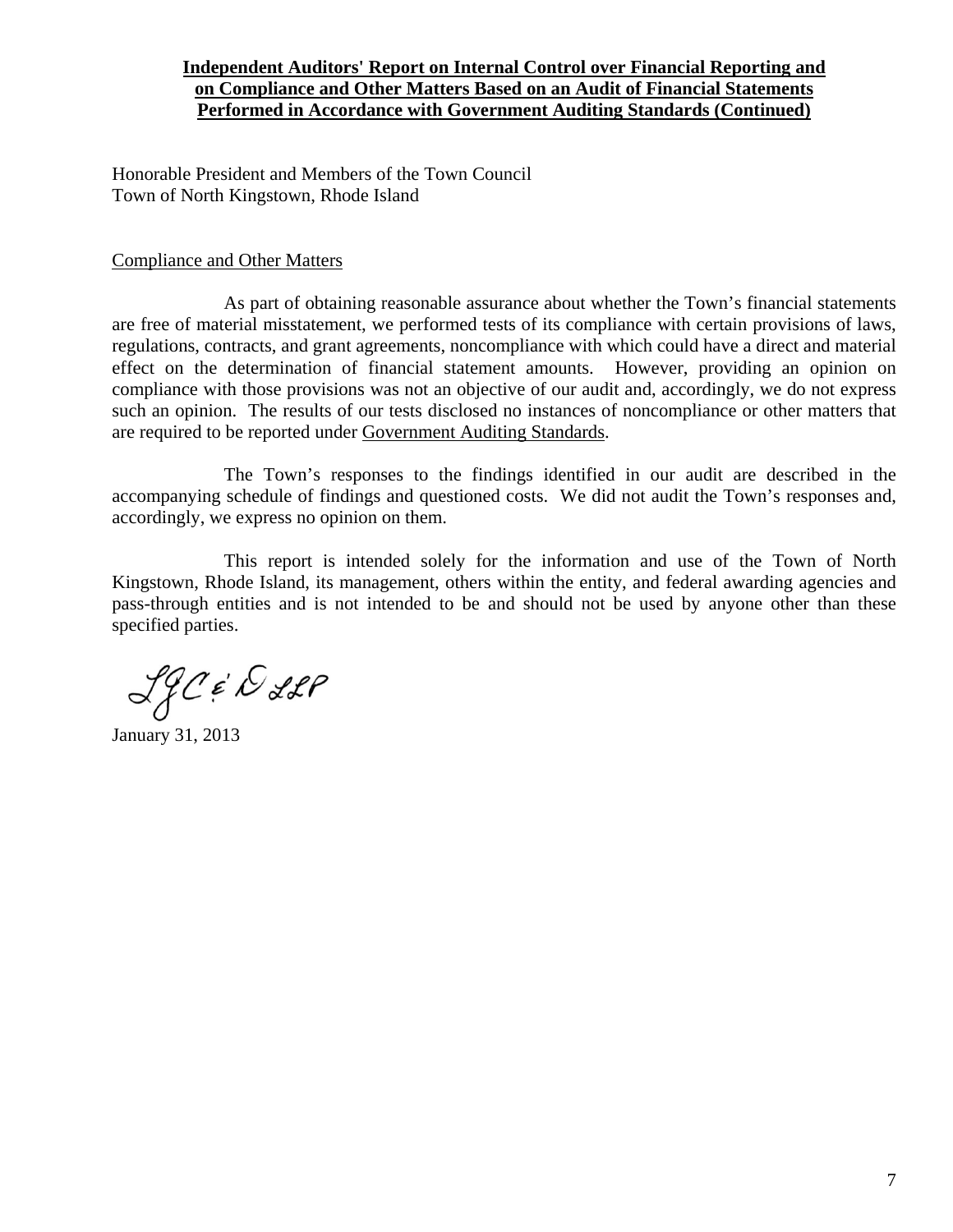**Independent Auditors' Report on Internal Control over Financial Reporting and on Compliance and Other Matters Based on an Audit of Financial Statements Performed in Accordance with Government Auditing Standards (Continued)**

Honorable President and Members of the Town Council
Town of North Kingstown, Rhode Island

Compliance and Other Matters

As part of obtaining reasonable assurance about whether the Town's financial statements are free of material misstatement, we performed tests of its compliance with certain provisions of laws, regulations, contracts, and grant agreements, noncompliance with which could have a direct and material effect on the determination of financial statement amounts. However, providing an opinion on compliance with those provisions was not an objective of our audit and, accordingly, we do not express such an opinion. The results of our tests disclosed no instances of noncompliance or other matters that are required to be reported under Government Auditing Standards.

The Town's responses to the findings identified in our audit are described in the accompanying schedule of findings and questioned costs. We did not audit the Town's responses and, accordingly, we express no opinion on them.

This report is intended solely for the information and use of the Town of North Kingstown, Rhode Island, its management, others within the entity, and federal awarding agencies and pass-through entities and is not intended to be and should not be used by anyone other than these specified parties.

LGC&D LLP

January 31, 2013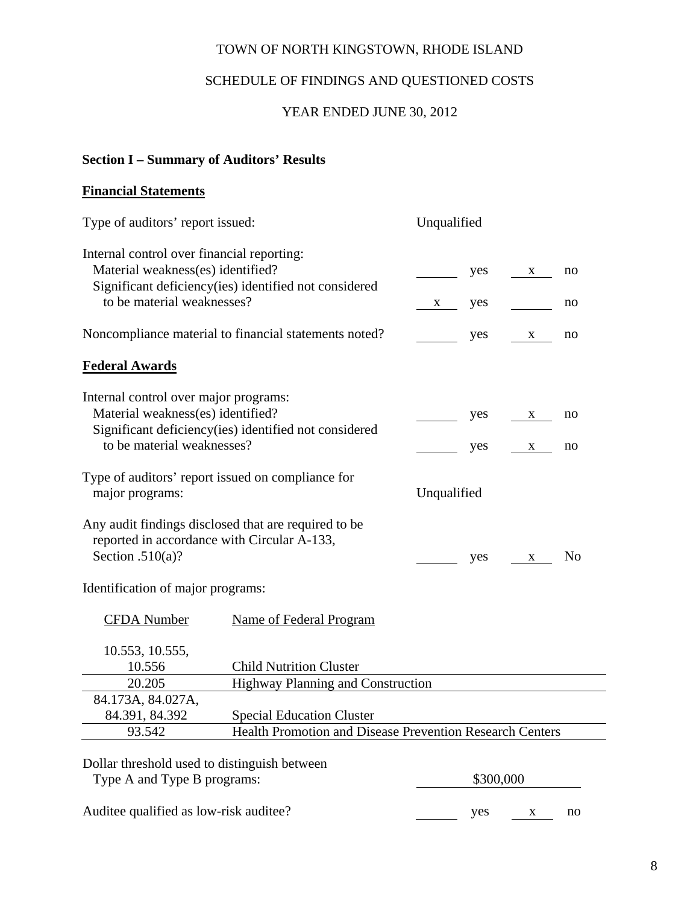TOWN OF NORTH KINGSTOWN, RHODE ISLAND

SCHEDULE OF FINDINGS AND QUESTIONED COSTS

YEAR ENDED JUNE 30, 2012

**Section I – Summary of Auditors' Results**

**Financial Statements**

Type of auditors' report issued: Unqualified

Internal control over financial reporting:

| | | | | |
|---|---|---|---|---|
| Material weakness(es) identified? | | yes | x | no |
| Significant deficiency(ies) identified not considered to be material weaknesses? | x | yes | | no |
| Noncompliance material to financial statements noted? | | yes | x | no |

**Federal Awards**

Internal control over major programs:

| | | | | |
|---|---|---|---|---|
| Material weakness(es) identified? | | yes | x | no |
| Significant deficiency(ies) identified not considered to be material weaknesses? | | yes | x | no |

Type of auditors' report issued on compliance for major programs: Unqualified

| | | | | |
|---|---|---|---|---|
| Any audit findings disclosed that are required to be reported in accordance with Circular A-133, Section .510(a)? | | yes | x | No |

Identification of major programs:

| CFDA Number | Name of Federal Program |
|---|---|
| 10.553, 10.555, 10.556 | Child Nutrition Cluster |
| 20.205 | Highway Planning and Construction |
| 84.173A, 84.027A, 84.391, 84.392 | Special Education Cluster |
| 93.542 | Health Promotion and Disease Prevention Research Centers |

Dollar threshold used to distinguish between Type A and Type B programs: $300,000

| | | | | |
|---|---|---|---|---|
| Auditee qualified as low-risk auditee? | | yes | x | no |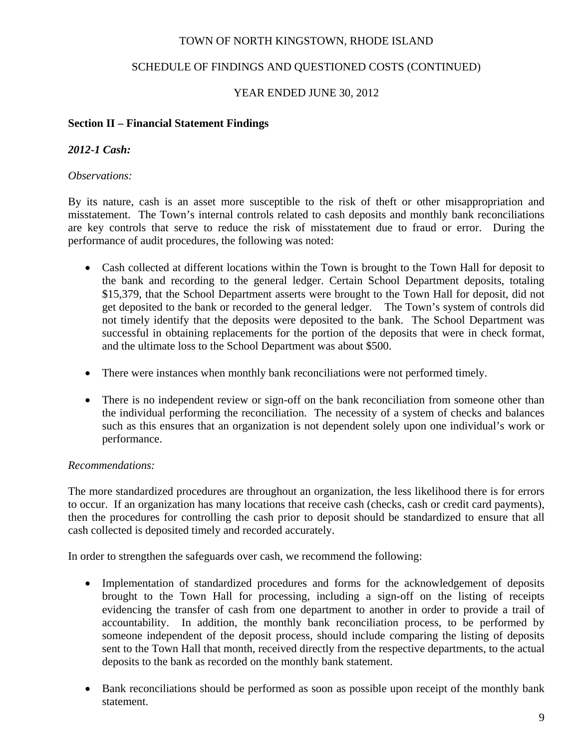TOWN OF NORTH KINGSTOWN, RHODE ISLAND

SCHEDULE OF FINDINGS AND QUESTIONED COSTS (CONTINUED)

YEAR ENDED JUNE 30, 2012

## Section II – Financial Statement Findings

### *2012-1 Cash:*

*Observations:*

By its nature, cash is an asset more susceptible to the risk of theft or other misappropriation and misstatement. The Town's internal controls related to cash deposits and monthly bank reconciliations are key controls that serve to reduce the risk of misstatement due to fraud or error. During the performance of audit procedures, the following was noted:

- Cash collected at different locations within the Town is brought to the Town Hall for deposit to the bank and recording to the general ledger. Certain School Department deposits, totaling $15,379, that the School Department asserts were brought to the Town Hall for deposit, did not get deposited to the bank or recorded to the general ledger. The Town's system of controls did not timely identify that the deposits were deposited to the bank. The School Department was successful in obtaining replacements for the portion of the deposits that were in check format, and the ultimate loss to the School Department was about $500.

- There were instances when monthly bank reconciliations were not performed timely.

- There is no independent review or sign-off on the bank reconciliation from someone other than the individual performing the reconciliation. The necessity of a system of checks and balances such as this ensures that an organization is not dependent solely upon one individual's work or performance.

*Recommendations:*

The more standardized procedures are throughout an organization, the less likelihood there is for errors to occur. If an organization has many locations that receive cash (checks, cash or credit card payments), then the procedures for controlling the cash prior to deposit should be standardized to ensure that all cash collected is deposited timely and recorded accurately.

In order to strengthen the safeguards over cash, we recommend the following:

- Implementation of standardized procedures and forms for the acknowledgement of deposits brought to the Town Hall for processing, including a sign-off on the listing of receipts evidencing the transfer of cash from one department to another in order to provide a trail of accountability. In addition, the monthly bank reconciliation process, to be performed by someone independent of the deposit process, should include comparing the listing of deposits sent to the Town Hall that month, received directly from the respective departments, to the actual deposits to the bank as recorded on the monthly bank statement.

- Bank reconciliations should be performed as soon as possible upon receipt of the monthly bank statement.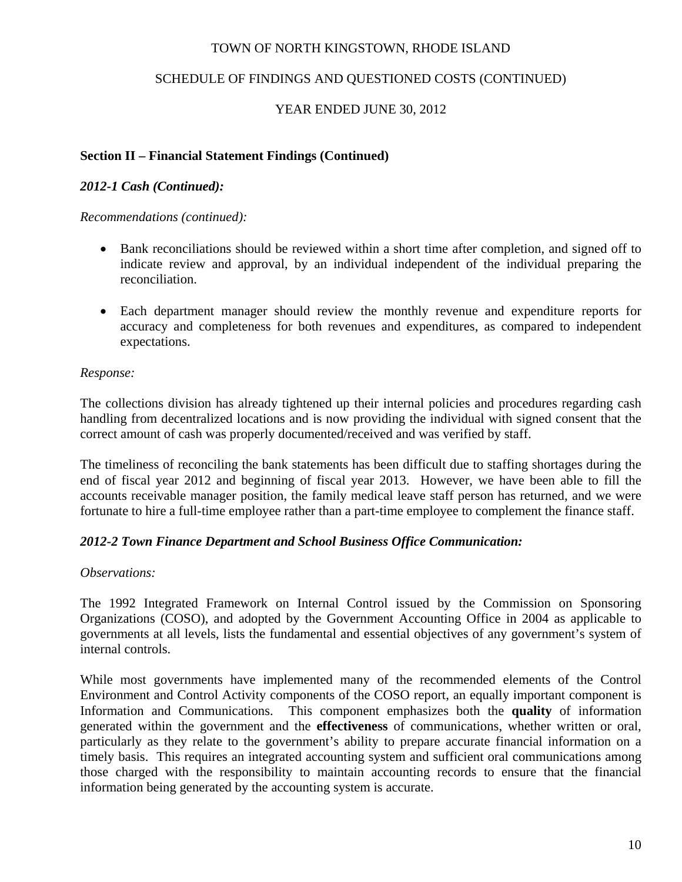TOWN OF NORTH KINGSTOWN, RHODE ISLAND

SCHEDULE OF FINDINGS AND QUESTIONED COSTS (CONTINUED)

YEAR ENDED JUNE 30, 2012

## Section II – Financial Statement Findings (Continued)

### *2012-1 Cash (Continued):*

*Recommendations (continued):*

- Bank reconciliations should be reviewed within a short time after completion, and signed off to indicate review and approval, by an individual independent of the individual preparing the reconciliation.
- Each department manager should review the monthly revenue and expenditure reports for accuracy and completeness for both revenues and expenditures, as compared to independent expectations.

*Response:*

The collections division has already tightened up their internal policies and procedures regarding cash handling from decentralized locations and is now providing the individual with signed consent that the correct amount of cash was properly documented/received and was verified by staff.

The timeliness of reconciling the bank statements has been difficult due to staffing shortages during the end of fiscal year 2012 and beginning of fiscal year 2013. However, we have been able to fill the accounts receivable manager position, the family medical leave staff person has returned, and we were fortunate to hire a full-time employee rather than a part-time employee to complement the finance staff.

### *2012-2 Town Finance Department and School Business Office Communication:*

*Observations:*

The 1992 Integrated Framework on Internal Control issued by the Commission on Sponsoring Organizations (COSO), and adopted by the Government Accounting Office in 2004 as applicable to governments at all levels, lists the fundamental and essential objectives of any government's system of internal controls.

While most governments have implemented many of the recommended elements of the Control Environment and Control Activity components of the COSO report, an equally important component is Information and Communications. This component emphasizes both the **quality** of information generated within the government and the **effectiveness** of communications, whether written or oral, particularly as they relate to the government's ability to prepare accurate financial information on a timely basis. This requires an integrated accounting system and sufficient oral communications among those charged with the responsibility to maintain accounting records to ensure that the financial information being generated by the accounting system is accurate.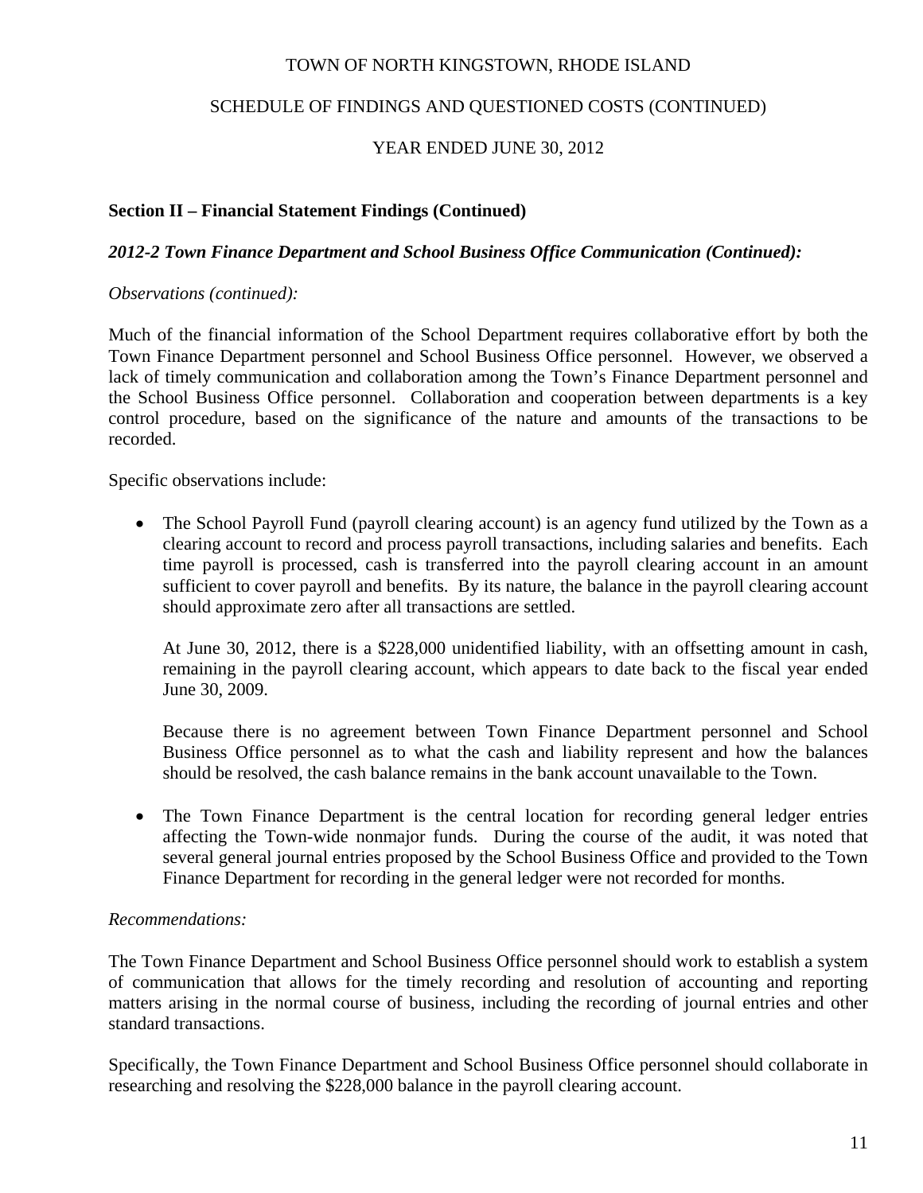TOWN OF NORTH KINGSTOWN, RHODE ISLAND

SCHEDULE OF FINDINGS AND QUESTIONED COSTS (CONTINUED)

YEAR ENDED JUNE 30, 2012

## Section II – Financial Statement Findings (Continued)

### *2012-2 Town Finance Department and School Business Office Communication (Continued):*

*Observations (continued):*

Much of the financial information of the School Department requires collaborative effort by both the Town Finance Department personnel and School Business Office personnel. However, we observed a lack of timely communication and collaboration among the Town's Finance Department personnel and the School Business Office personnel. Collaboration and cooperation between departments is a key control procedure, based on the significance of the nature and amounts of the transactions to be recorded.

Specific observations include:

- The School Payroll Fund (payroll clearing account) is an agency fund utilized by the Town as a clearing account to record and process payroll transactions, including salaries and benefits. Each time payroll is processed, cash is transferred into the payroll clearing account in an amount sufficient to cover payroll and benefits. By its nature, the balance in the payroll clearing account should approximate zero after all transactions are settled.

  At June 30, 2012, there is a $228,000 unidentified liability, with an offsetting amount in cash, remaining in the payroll clearing account, which appears to date back to the fiscal year ended June 30, 2009.

  Because there is no agreement between Town Finance Department personnel and School Business Office personnel as to what the cash and liability represent and how the balances should be resolved, the cash balance remains in the bank account unavailable to the Town.

- The Town Finance Department is the central location for recording general ledger entries affecting the Town-wide nonmajor funds. During the course of the audit, it was noted that several general journal entries proposed by the School Business Office and provided to the Town Finance Department for recording in the general ledger were not recorded for months.

*Recommendations:*

The Town Finance Department and School Business Office personnel should work to establish a system of communication that allows for the timely recording and resolution of accounting and reporting matters arising in the normal course of business, including the recording of journal entries and other standard transactions.

Specifically, the Town Finance Department and School Business Office personnel should collaborate in researching and resolving the $228,000 balance in the payroll clearing account.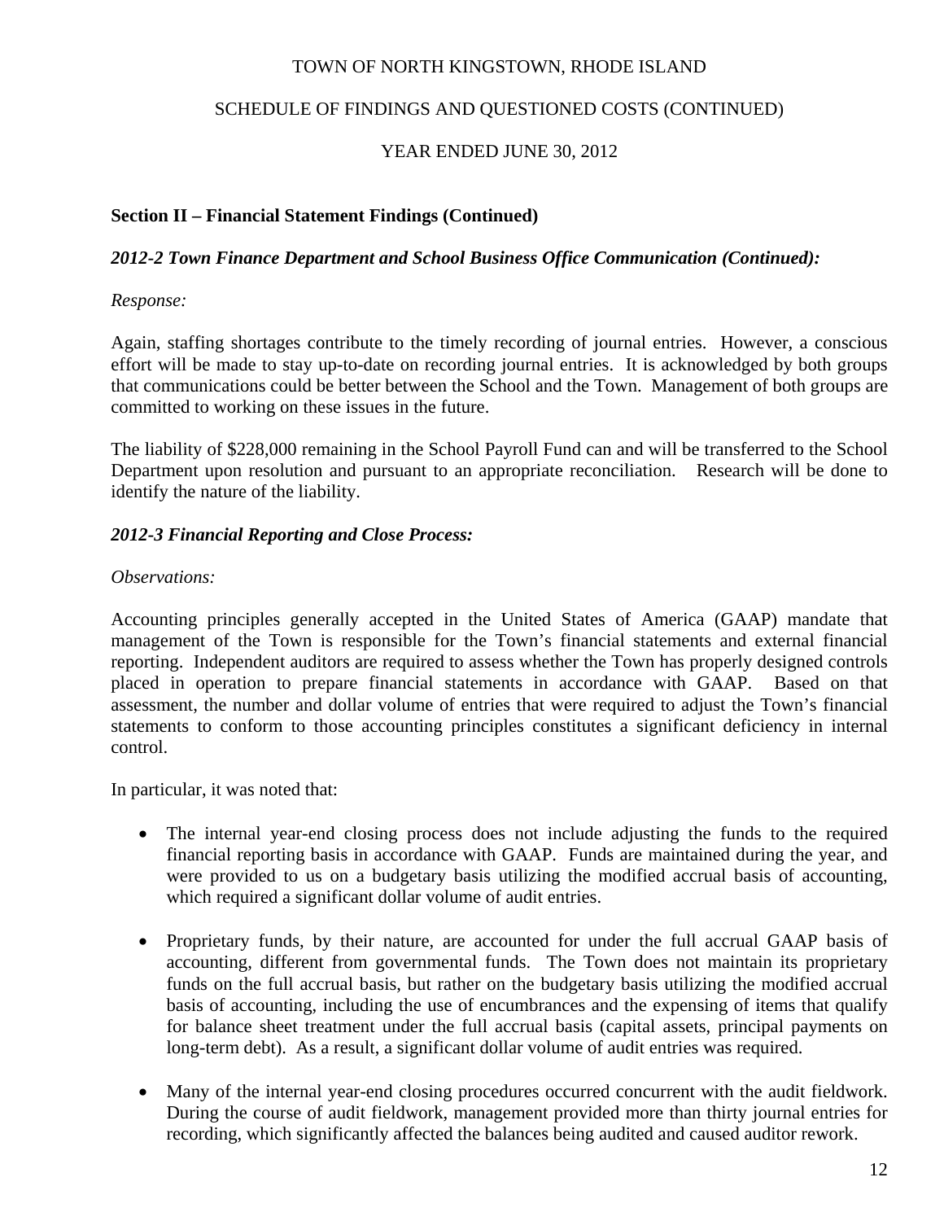TOWN OF NORTH KINGSTOWN, RHODE ISLAND

SCHEDULE OF FINDINGS AND QUESTIONED COSTS (CONTINUED)

YEAR ENDED JUNE 30, 2012

**Section II – Financial Statement Findings (Continued)**

***2012-2 Town Finance Department and School Business Office Communication (Continued):***

*Response:*

Again, staffing shortages contribute to the timely recording of journal entries. However, a conscious effort will be made to stay up-to-date on recording journal entries. It is acknowledged by both groups that communications could be better between the School and the Town. Management of both groups are committed to working on these issues in the future.

The liability of $228,000 remaining in the School Payroll Fund can and will be transferred to the School Department upon resolution and pursuant to an appropriate reconciliation. Research will be done to identify the nature of the liability.

***2012-3 Financial Reporting and Close Process:***

*Observations:*

Accounting principles generally accepted in the United States of America (GAAP) mandate that management of the Town is responsible for the Town's financial statements and external financial reporting. Independent auditors are required to assess whether the Town has properly designed controls placed in operation to prepare financial statements in accordance with GAAP. Based on that assessment, the number and dollar volume of entries that were required to adjust the Town's financial statements to conform to those accounting principles constitutes a significant deficiency in internal control.

In particular, it was noted that:

- The internal year-end closing process does not include adjusting the funds to the required financial reporting basis in accordance with GAAP. Funds are maintained during the year, and were provided to us on a budgetary basis utilizing the modified accrual basis of accounting, which required a significant dollar volume of audit entries.

- Proprietary funds, by their nature, are accounted for under the full accrual GAAP basis of accounting, different from governmental funds. The Town does not maintain its proprietary funds on the full accrual basis, but rather on the budgetary basis utilizing the modified accrual basis of accounting, including the use of encumbrances and the expensing of items that qualify for balance sheet treatment under the full accrual basis (capital assets, principal payments on long-term debt). As a result, a significant dollar volume of audit entries was required.

- Many of the internal year-end closing procedures occurred concurrent with the audit fieldwork. During the course of audit fieldwork, management provided more than thirty journal entries for recording, which significantly affected the balances being audited and caused auditor rework.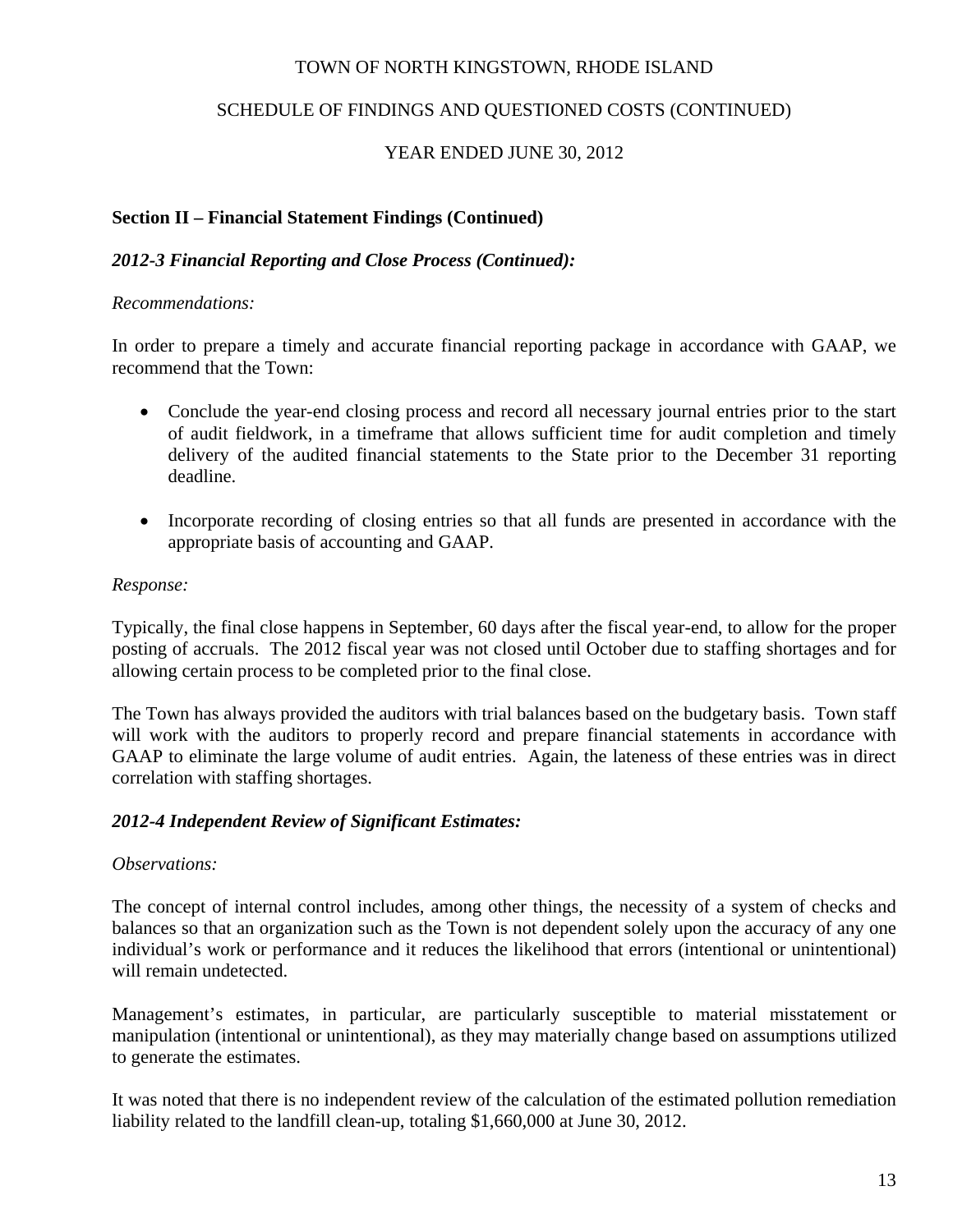TOWN OF NORTH KINGSTOWN, RHODE ISLAND

SCHEDULE OF FINDINGS AND QUESTIONED COSTS (CONTINUED)

YEAR ENDED JUNE 30, 2012

## Section II – Financial Statement Findings (Continued)

### *2012-3 Financial Reporting and Close Process (Continued):*

*Recommendations:*

In order to prepare a timely and accurate financial reporting package in accordance with GAAP, we recommend that the Town:

- Conclude the year-end closing process and record all necessary journal entries prior to the start of audit fieldwork, in a timeframe that allows sufficient time for audit completion and timely delivery of the audited financial statements to the State prior to the December 31 reporting deadline.
- Incorporate recording of closing entries so that all funds are presented in accordance with the appropriate basis of accounting and GAAP.

*Response:*

Typically, the final close happens in September, 60 days after the fiscal year-end, to allow for the proper posting of accruals. The 2012 fiscal year was not closed until October due to staffing shortages and for allowing certain process to be completed prior to the final close.

The Town has always provided the auditors with trial balances based on the budgetary basis. Town staff will work with the auditors to properly record and prepare financial statements in accordance with GAAP to eliminate the large volume of audit entries. Again, the lateness of these entries was in direct correlation with staffing shortages.

### *2012-4 Independent Review of Significant Estimates:*

*Observations:*

The concept of internal control includes, among other things, the necessity of a system of checks and balances so that an organization such as the Town is not dependent solely upon the accuracy of any one individual's work or performance and it reduces the likelihood that errors (intentional or unintentional) will remain undetected.

Management's estimates, in particular, are particularly susceptible to material misstatement or manipulation (intentional or unintentional), as they may materially change based on assumptions utilized to generate the estimates.

It was noted that there is no independent review of the calculation of the estimated pollution remediation liability related to the landfill clean-up, totaling $1,660,000 at June 30, 2012.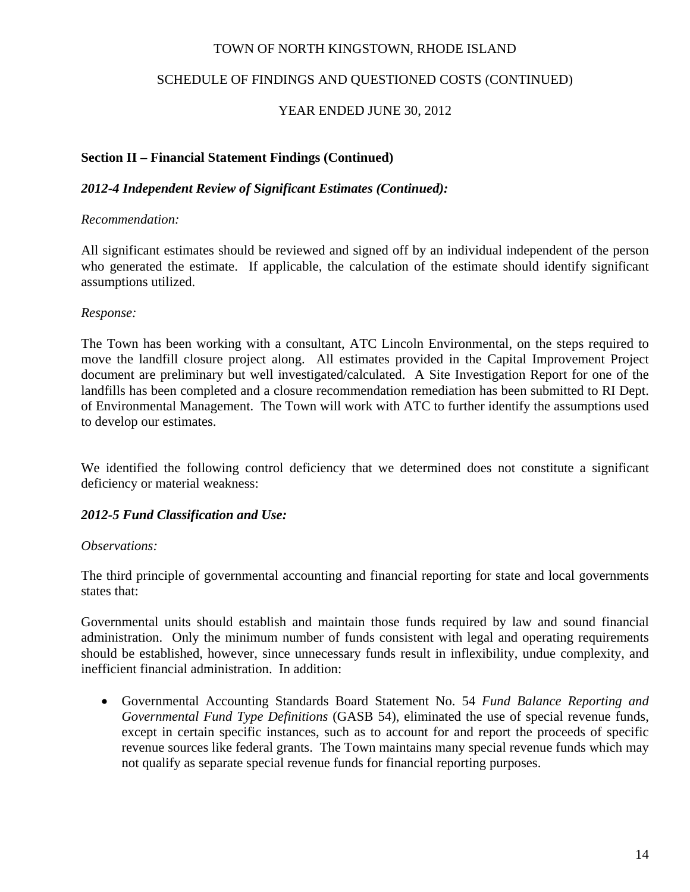## Section II – Financial Statement Findings (Continued)

### *2012-4 Independent Review of Significant Estimates (Continued):*

*Recommendation:*

All significant estimates should be reviewed and signed off by an individual independent of the person who generated the estimate. If applicable, the calculation of the estimate should identify significant assumptions utilized.

*Response:*

The Town has been working with a consultant, ATC Lincoln Environmental, on the steps required to move the landfill closure project along. All estimates provided in the Capital Improvement Project document are preliminary but well investigated/calculated. A Site Investigation Report for one of the landfills has been completed and a closure recommendation remediation has been submitted to RI Dept. of Environmental Management. The Town will work with ATC to further identify the assumptions used to develop our estimates.

We identified the following control deficiency that we determined does not constitute a significant deficiency or material weakness:

### *2012-5 Fund Classification and Use:*

*Observations:*

The third principle of governmental accounting and financial reporting for state and local governments states that:

Governmental units should establish and maintain those funds required by law and sound financial administration. Only the minimum number of funds consistent with legal and operating requirements should be established, however, since unnecessary funds result in inflexibility, undue complexity, and inefficient financial administration. In addition:

- Governmental Accounting Standards Board Statement No. 54 *Fund Balance Reporting and Governmental Fund Type Definitions* (GASB 54), eliminated the use of special revenue funds, except in certain specific instances, such as to account for and report the proceeds of specific revenue sources like federal grants. The Town maintains many special revenue funds which may not qualify as separate special revenue funds for financial reporting purposes.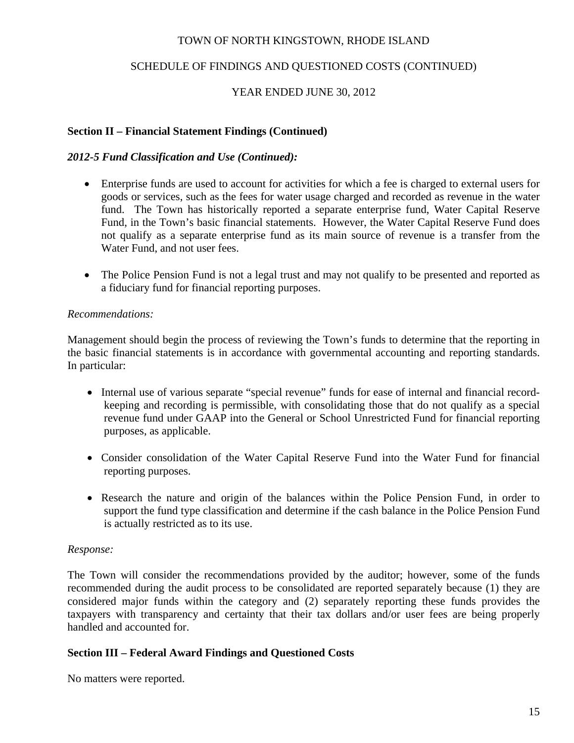TOWN OF NORTH KINGSTOWN, RHODE ISLAND

SCHEDULE OF FINDINGS AND QUESTIONED COSTS (CONTINUED)

YEAR ENDED JUNE 30, 2012

## Section II – Financial Statement Findings (Continued)

### *2012-5 Fund Classification and Use (Continued):*

- Enterprise funds are used to account for activities for which a fee is charged to external users for goods or services, such as the fees for water usage charged and recorded as revenue in the water fund. The Town has historically reported a separate enterprise fund, Water Capital Reserve Fund, in the Town's basic financial statements. However, the Water Capital Reserve Fund does not qualify as a separate enterprise fund as its main source of revenue is a transfer from the Water Fund, and not user fees.

- The Police Pension Fund is not a legal trust and may not qualify to be presented and reported as a fiduciary fund for financial reporting purposes.

*Recommendations:*

Management should begin the process of reviewing the Town's funds to determine that the reporting in the basic financial statements is in accordance with governmental accounting and reporting standards. In particular:

- Internal use of various separate "special revenue" funds for ease of internal and financial record-keeping and recording is permissible, with consolidating those that do not qualify as a special revenue fund under GAAP into the General or School Unrestricted Fund for financial reporting purposes, as applicable.

- Consider consolidation of the Water Capital Reserve Fund into the Water Fund for financial reporting purposes.

- Research the nature and origin of the balances within the Police Pension Fund, in order to support the fund type classification and determine if the cash balance in the Police Pension Fund is actually restricted as to its use.

*Response:*

The Town will consider the recommendations provided by the auditor; however, some of the funds recommended during the audit process to be consolidated are reported separately because (1) they are considered major funds within the category and (2) separately reporting these funds provides the taxpayers with transparency and certainty that their tax dollars and/or user fees are being properly handled and accounted for.

## Section III – Federal Award Findings and Questioned Costs

No matters were reported.